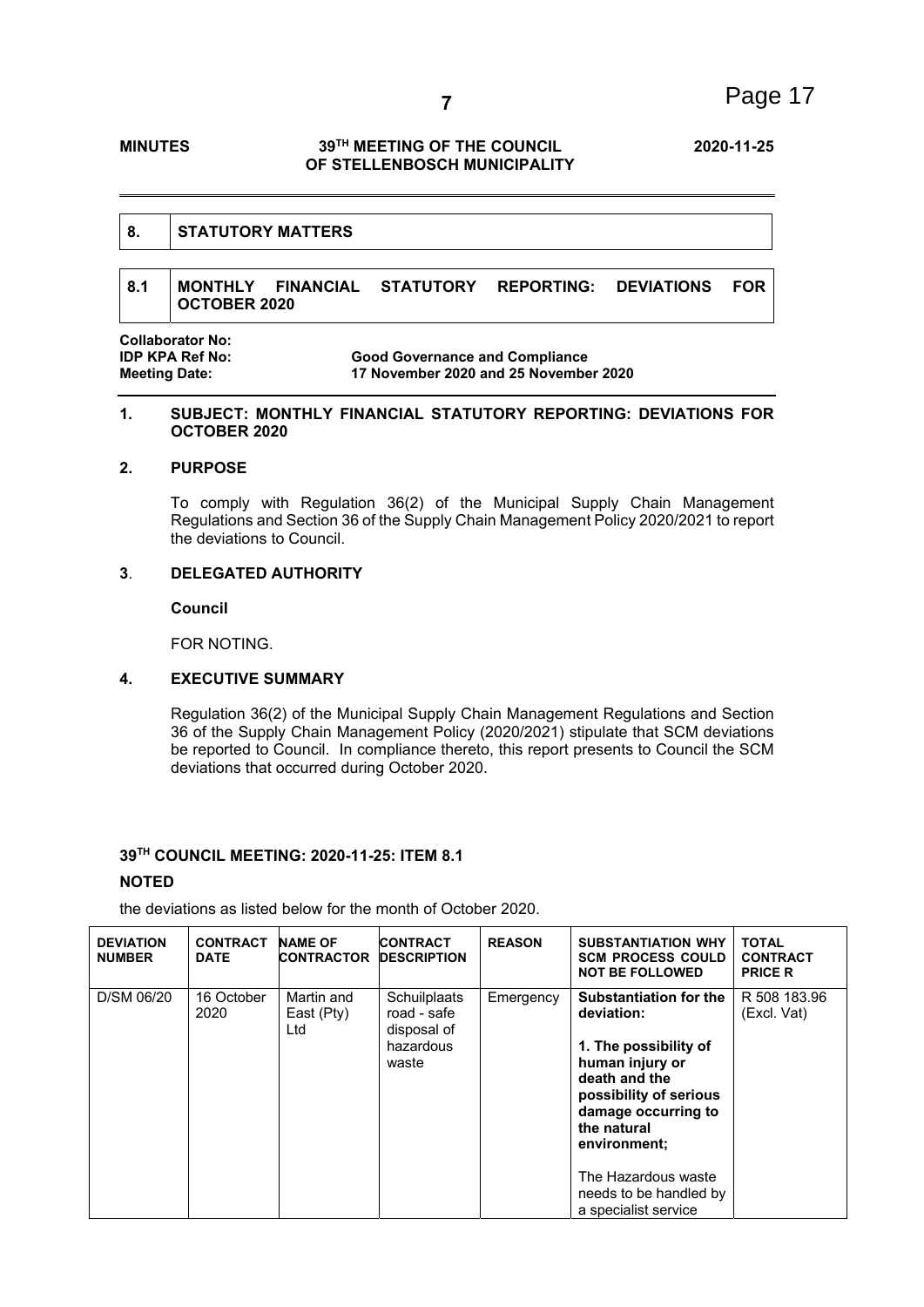**MINUTES** **39[TH] MEETING OF THE COUNCIL OF STELLENBOSCH MUNICIPALITY** **2020-11-25**

## 8. STATUTORY MATTERS

### 8.1 MONTHLY FINANCIAL STATUTORY REPORTING: DEVIATIONS FOR OCTOBER 2020

**Collaborator No:**
**IDP KPA Ref No:** **Good Governance and Compliance**
**Meeting Date:** **17 November 2020 and 25 November 2020**

**1. SUBJECT: MONTHLY FINANCIAL STATUTORY REPORTING: DEVIATIONS FOR OCTOBER 2020**

**2. PURPOSE**

To comply with Regulation 36(2) of the Municipal Supply Chain Management Regulations and Section 36 of the Supply Chain Management Policy 2020/2021 to report the deviations to Council.

**3. DELEGATED AUTHORITY**

**Council**

FOR NOTING.

**4. EXECUTIVE SUMMARY**

Regulation 36(2) of the Municipal Supply Chain Management Regulations and Section 36 of the Supply Chain Management Policy (2020/2021) stipulate that SCM deviations be reported to Council. In compliance thereto, this report presents to Council the SCM deviations that occurred during October 2020.

**39[TH] COUNCIL MEETING: 2020-11-25: ITEM 8.1**

**NOTED**

the deviations as listed below for the month of October 2020.

| DEVIATION NUMBER | CONTRACT DATE | NAME OF CONTRACTOR | CONTRACT DESCRIPTION | REASON | SUBSTANTIATION WHY SCM PROCESS COULD NOT BE FOLLOWED | TOTAL CONTRACT PRICE R |
|---|---|---|---|---|---|---|
| D/SM 06/20 | 16 October 2020 | Martin and East (Pty) Ltd | Schuilplaats road - safe disposal of hazardous waste | Emergency | **Substantiation for the deviation:**<br><br>**1. The possibility of human injury or death and the possibility of serious damage occurring to the natural environment;**<br><br>The Hazardous waste needs to be handled by a specialist service | R 508 183.96 (Excl. Vat) |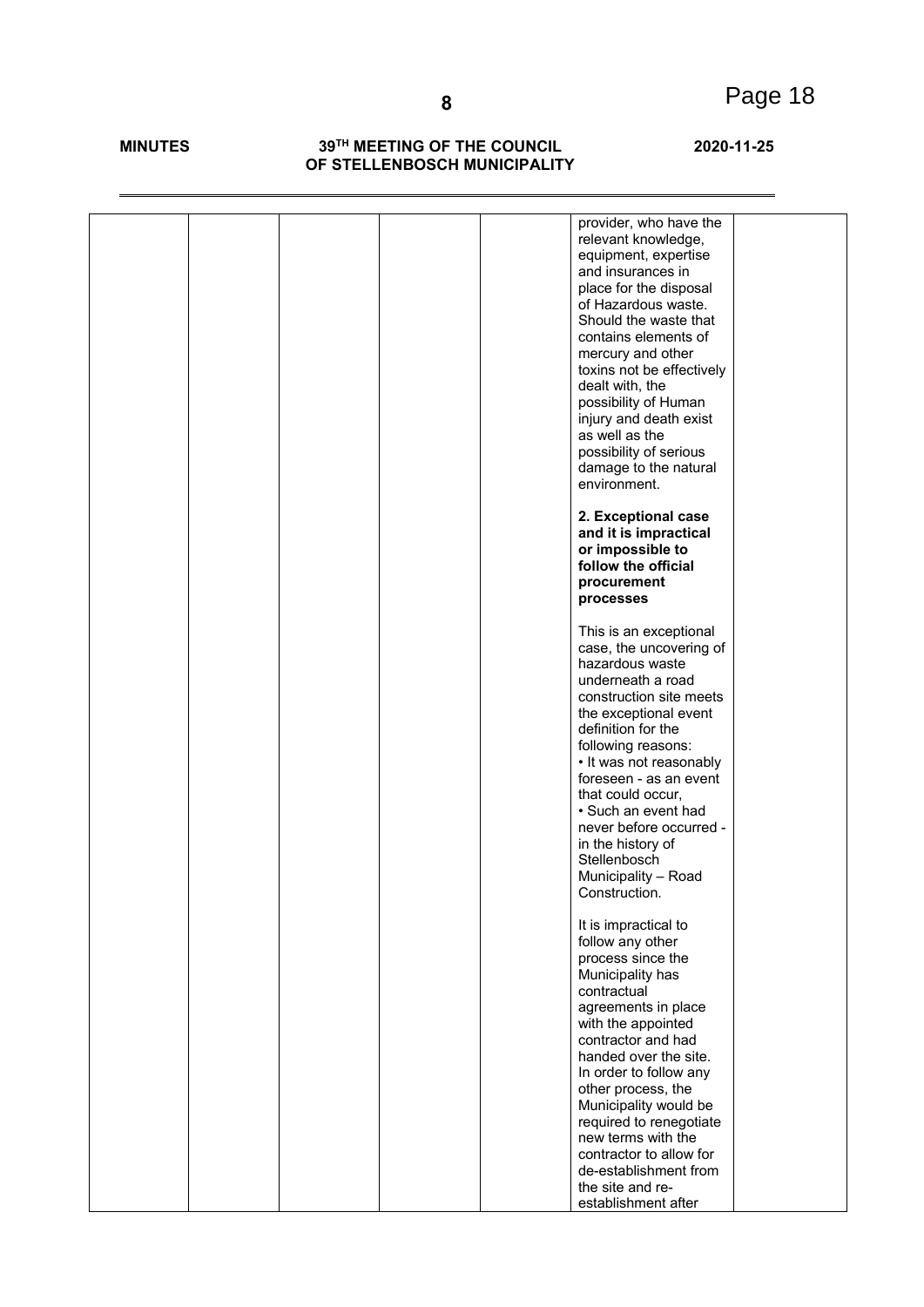| | | | | | | |
|---|---|---|---|---|---|---|
| | | | | | provider, who have the relevant knowledge, equipment, expertise and insurances in place for the disposal of Hazardous waste. Should the waste that contains elements of mercury and other toxins not be effectively dealt with, the possibility of Human injury and death exist as well as the possibility of serious damage to the natural environment.<br><br>**2. Exceptional case and it is impractical or impossible to follow the official procurement processes**<br><br>This is an exceptional case, the uncovering of hazardous waste underneath a road construction site meets the exceptional event definition for the following reasons:<br>• It was not reasonably foreseen - as an event that could occur,<br>• Such an event had never before occurred - in the history of Stellenbosch Municipality – Road Construction.<br><br>It is impractical to follow any other process since the Municipality has contractual agreements in place with the appointed contractor and had handed over the site. In order to follow any other process, the Municipality would be required to renegotiate new terms with the contractor to allow for de-establishment from the site and re-establishment after | |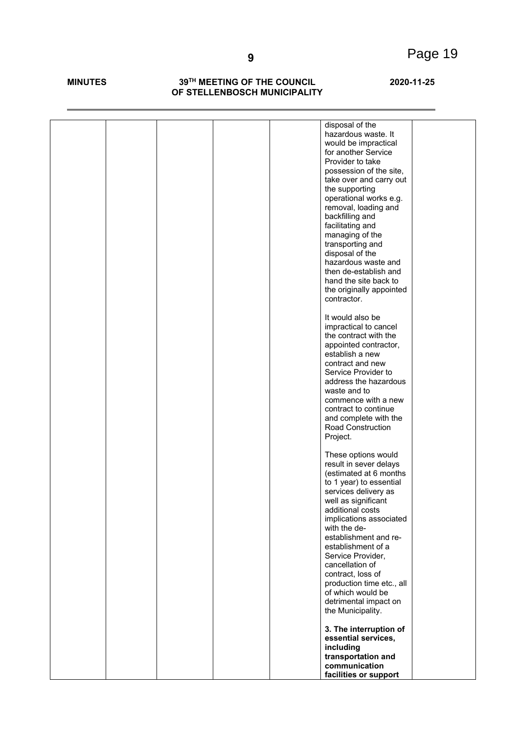| | | | | | | |
|---|---|---|---|---|---|---|
| | | | | | disposal of the hazardous waste. It would be impractical for another Service Provider to take possession of the site, take over and carry out the supporting operational works e.g. removal, loading and backfilling and facilitating and managing of the transporting and disposal of the hazardous waste and then de-establish and hand the site back to the originally appointed contractor.<br><br>It would also be impractical to cancel the contract with the appointed contractor, establish a new contract and new Service Provider to address the hazardous waste and to commence with a new contract to continue and complete with the Road Construction Project.<br><br>These options would result in sever delays (estimated at 6 months to 1 year) to essential services delivery as well as significant additional costs implications associated with the de-establishment and re-establishment of a Service Provider, cancellation of contract, loss of production time etc., all of which would be detrimental impact on the Municipality.<br><br>**3. The interruption of essential services, including transportation and communication facilities or support** | |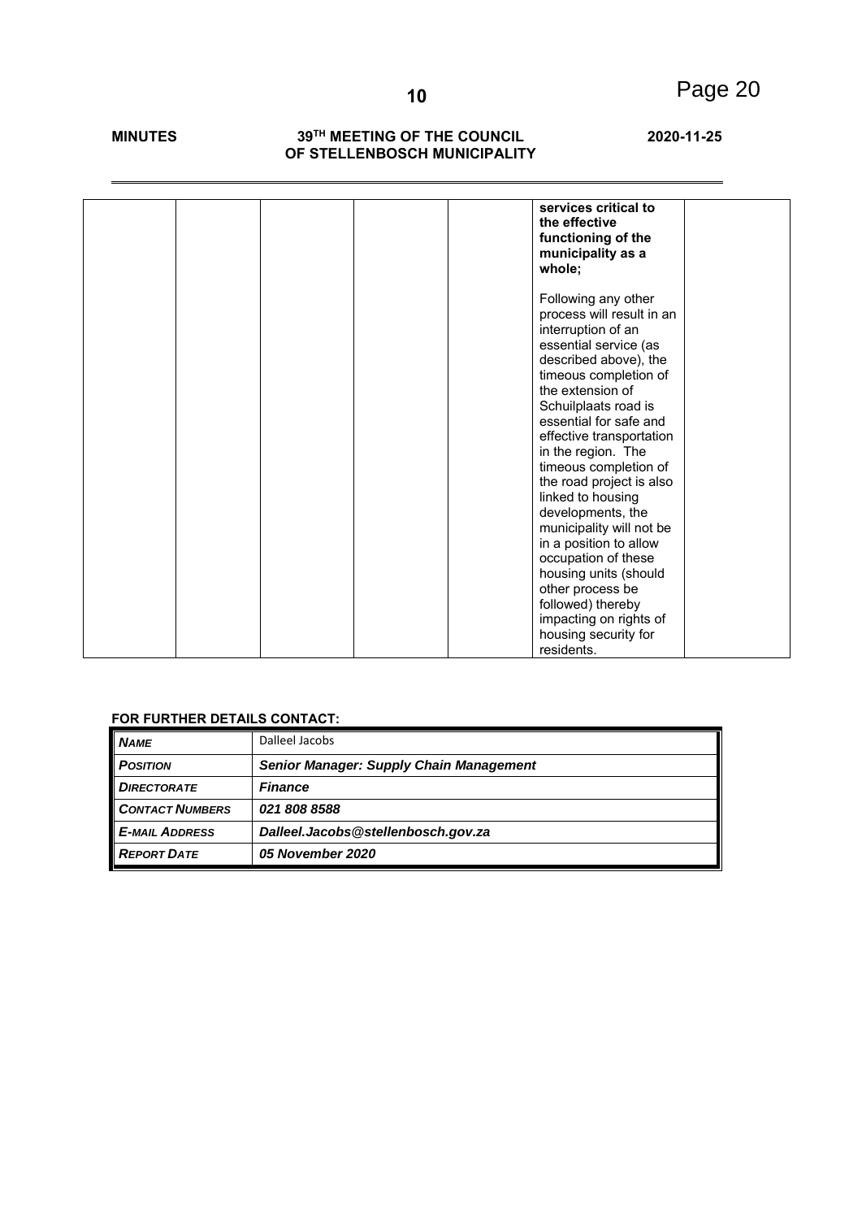| | | | | | | |
|---|---|---|---|---|---|---|
| | | | | | **services critical to the effective functioning of the municipality as a whole;**<br><br>Following any other process will result in an interruption of an essential service (as described above), the timeous completion of the extension of Schuilplaats road is essential for safe and effective transportation in the region. The timeous completion of the road project is also linked to housing developments, the municipality will not be in a position to allow occupation of these housing units (should other process be followed) thereby impacting on rights of housing security for residents. | |

**FOR FURTHER DETAILS CONTACT:**

| | |
|---|---|
| ***NAME*** | Dalleel Jacobs |
| ***POSITION*** | ***Senior Manager: Supply Chain Management*** |
| ***DIRECTORATE*** | ***Finance*** |
| ***CONTACT NUMBERS*** | ***021 808 8588*** |
| ***E-MAIL ADDRESS*** | ***Dalleel.Jacobs@stellenbosch.gov.za*** |
| ***REPORT DATE*** | ***05 November 2020*** |